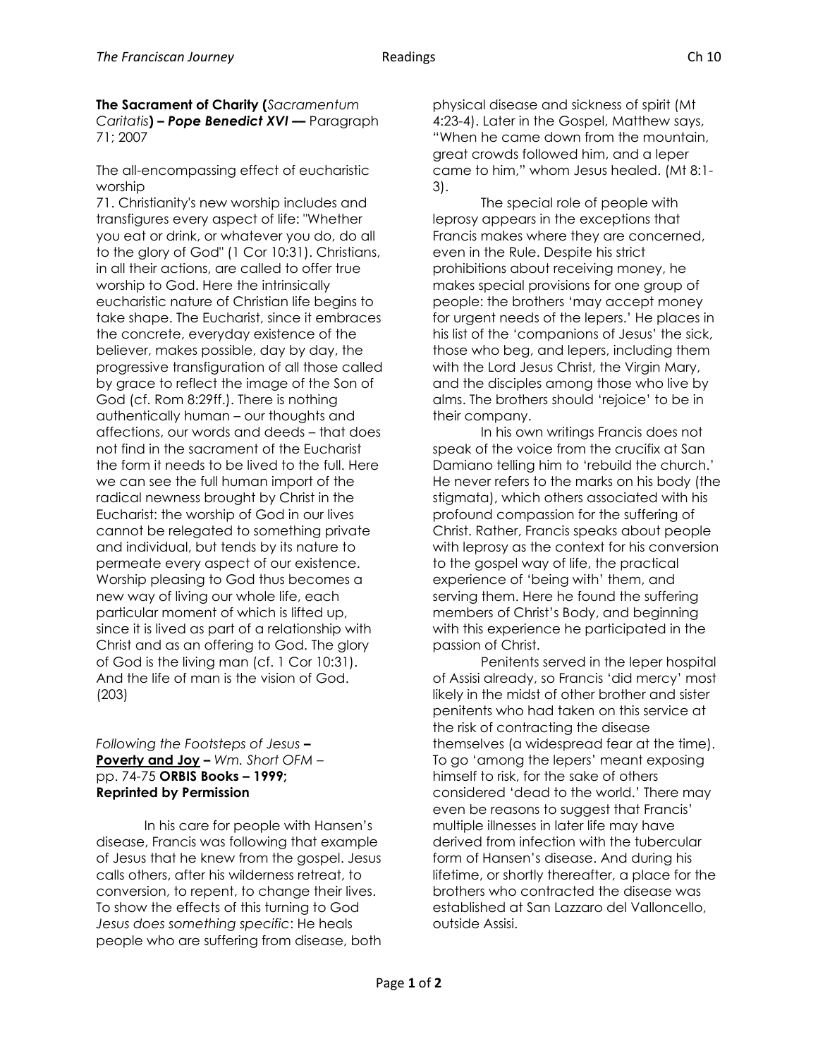**The Sacrament of Charity (***Sacramentum Caritatis***) – *Pope Benedict XVI* —** Paragraph 71; 2007

The all-encompassing effect of eucharistic worship

71. Christianity's new worship includes and transfigures every aspect of life: "Whether you eat or drink, or whatever you do, do all to the glory of God" (1 Cor 10:31). Christians, in all their actions, are called to offer true worship to God. Here the intrinsically eucharistic nature of Christian life begins to take shape. The Eucharist, since it embraces the concrete, everyday existence of the believer, makes possible, day by day, the progressive transfiguration of all those called by grace to reflect the image of the Son of God (cf. Rom 8:29ff.). There is nothing authentically human – our thoughts and affections, our words and deeds – that does not find in the sacrament of the Eucharist the form it needs to be lived to the full. Here we can see the full human import of the radical newness brought by Christ in the Eucharist: the worship of God in our lives cannot be relegated to something private and individual, but tends by its nature to permeate every aspect of our existence. Worship pleasing to God thus becomes a new way of living our whole life, each particular moment of which is lifted up, since it is lived as part of a relationship with Christ and as an offering to God. The glory of God is the living man (cf. 1 Cor 10:31). And the life of man is the vision of God. (203)

*Following the Footsteps of Jesus* **– Poverty and Joy –** *Wm. Short OFM* – pp. 74-75 **ORBIS Books – 1999; Reprinted by Permission**

In his care for people with Hansen's disease, Francis was following that example of Jesus that he knew from the gospel. Jesus calls others, after his wilderness retreat, to conversion, to repent, to change their lives. To show the effects of this turning to God *Jesus does something specific*: He heals people who are suffering from disease, both physical disease and sickness of spirit (Mt 4:23-4). Later in the Gospel, Matthew says, "When he came down from the mountain, great crowds followed him, and a leper came to him," whom Jesus healed. (Mt 8:1-3).

The special role of people with leprosy appears in the exceptions that Francis makes where they are concerned, even in the Rule. Despite his strict prohibitions about receiving money, he makes special provisions for one group of people: the brothers 'may accept money for urgent needs of the lepers.' He places in his list of the 'companions of Jesus' the sick, those who beg, and lepers, including them with the Lord Jesus Christ, the Virgin Mary, and the disciples among those who live by alms. The brothers should 'rejoice' to be in their company.

In his own writings Francis does not speak of the voice from the crucifix at San Damiano telling him to 'rebuild the church.' He never refers to the marks on his body (the stigmata), which others associated with his profound compassion for the suffering of Christ. Rather, Francis speaks about people with leprosy as the context for his conversion to the gospel way of life, the practical experience of 'being with' them, and serving them. Here he found the suffering members of Christ's Body, and beginning with this experience he participated in the passion of Christ.

Penitents served in the leper hospital of Assisi already, so Francis 'did mercy' most likely in the midst of other brother and sister penitents who had taken on this service at the risk of contracting the disease themselves (a widespread fear at the time). To go 'among the lepers' meant exposing himself to risk, for the sake of others considered 'dead to the world.' There may even be reasons to suggest that Francis' multiple illnesses in later life may have derived from infection with the tubercular form of Hansen's disease. And during his lifetime, or shortly thereafter, a place for the brothers who contracted the disease was established at San Lazzaro del Valloncello, outside Assisi.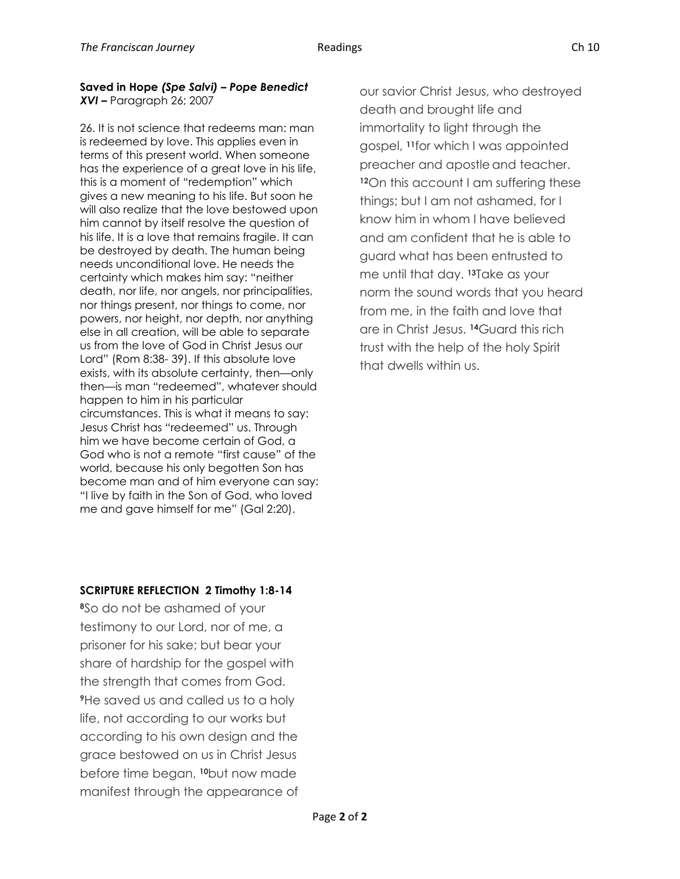**Saved in Hope *(Spe Salvi)* – *Pope Benedict XVI* –** Paragraph 26; 2007

26. It is not science that redeems man: man is redeemed by love. This applies even in terms of this present world. When someone has the experience of a great love in his life, this is a moment of "redemption" which gives a new meaning to his life. But soon he will also realize that the love bestowed upon him cannot by itself resolve the question of his life. It is a love that remains fragile. It can be destroyed by death. The human being needs unconditional love. He needs the certainty which makes him say: "neither death, nor life, nor angels, nor principalities, nor things present, nor things to come, nor powers, nor height, nor depth, nor anything else in all creation, will be able to separate us from the love of God in Christ Jesus our Lord" (Rom 8:38- 39). If this absolute love exists, with its absolute certainty, then—only then—is man "redeemed", whatever should happen to him in his particular circumstances. This is what it means to say: Jesus Christ has "redeemed" us. Through him we have become certain of God, a God who is not a remote "first cause" of the world, because his only begotten Son has become man and of him everyone can say: "I live by faith in the Son of God, who loved me and gave himself for me" (Gal 2:20).

**SCRIPTURE REFLECTION 2 Timothy 1:8-14**

**8**So do not be ashamed of your testimony to our Lord, nor of me, a prisoner for his sake; but bear your share of hardship for the gospel with the strength that comes from God. **9**He saved us and called us to a holy life, not according to our works but according to his own design and the grace bestowed on us in Christ Jesus before time began, **10**but now made manifest through the appearance of our savior Christ Jesus, who destroyed death and brought life and immortality to light through the gospel, **11**for which I was appointed preacher and apostle and teacher. **12**On this account I am suffering these things; but I am not ashamed, for I know him in whom I have believed and am confident that he is able to guard what has been entrusted to me until that day. **13**Take as your norm the sound words that you heard from me, in the faith and love that are in Christ Jesus. **14**Guard this rich trust with the help of the holy Spirit that dwells within us.